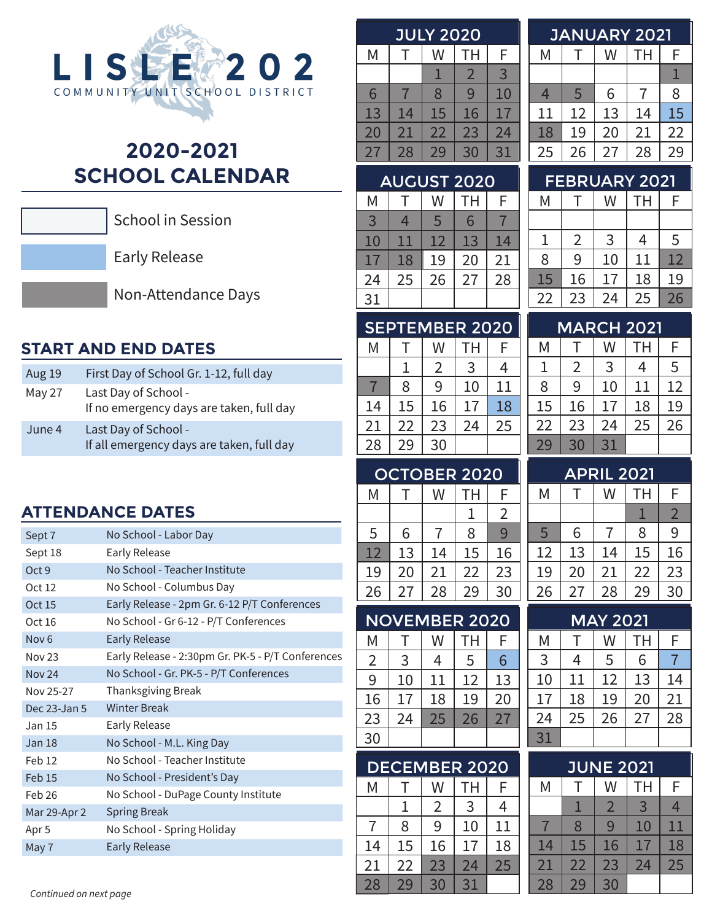# LISLE 202

COMMUNITY UNIT SCHOOL DISTRICT

## 2020-2021 SCHOOL CALENDAR

| Legend | |
|---|---|
| School in Session | |
| Early Release | |
| Non-Attendance Days | |

## START AND END DATES

| Date | Description |
|---|---|
| Aug 19 | First Day of School Gr. 1-12, full day |
| May 27 | Last Day of School - If no emergency days are taken, full day |
| June 4 | Last Day of School - If all emergency days are taken, full day |

## ATTENDANCE DATES

| Date | Description |
|---|---|
| Sept 7 | No School - Labor Day |
| Sept 18 | Early Release |
| Oct 9 | No School - Teacher Institute |
| Oct 12 | No School - Columbus Day |
| Oct 15 | Early Release - 2pm Gr. 6-12 P/T Conferences |
| Oct 16 | No School - Gr 6-12 - P/T Conferences |
| Nov 6 | Early Release |
| Nov 23 | Early Release - 2:30pm Gr. PK-5 - P/T Conferences |
| Nov 24 | No School - Gr. PK-5 - P/T Conferences |
| Nov 25-27 | Thanksgiving Break |
| Dec 23-Jan 5 | Winter Break |
| Jan 15 | Early Release |
| Jan 18 | No School - M.L. King Day |
| Feb 12 | No School - Teacher Institute |
| Feb 15 | No School - President's Day |
| Feb 26 | No School - DuPage County Institute |
| Mar 29-Apr 2 | Spring Break |
| Apr 5 | No School - Spring Holiday |
| May 7 | Early Release |

### JULY 2020

| M | T | W | TH | F |
|---|---|---|---|---|
| | | 1 | 2 | 3 |
| 6 | 7 | 8 | 9 | 10 |
| 13 | 14 | 15 | 16 | 17 |
| 20 | 21 | 22 | 23 | 24 |
| 27 | 28 | 29 | 30 | 31 |

### AUGUST 2020

| M | T | W | TH | F |
|---|---|---|---|---|
| 3 | 4 | 5 | 6 | 7 |
| 10 | 11 | 12 | 13 | 14 |
| 17 | 18 | 19 | 20 | 21 |
| 24 | 25 | 26 | 27 | 28 |
| 31 | | | | |

### SEPTEMBER 2020

| M | T | W | TH | F |
|---|---|---|---|---|
| | 1 | 2 | 3 | 4 |
| 7 | 8 | 9 | 10 | 11 |
| 14 | 15 | 16 | 17 | 18 |
| 21 | 22 | 23 | 24 | 25 |
| 28 | 29 | 30 | | |

### OCTOBER 2020

| M | T | W | TH | F |
|---|---|---|---|---|
| | | | 1 | 2 |
| 5 | 6 | 7 | 8 | 9 |
| 12 | 13 | 14 | 15 | 16 |
| 19 | 20 | 21 | 22 | 23 |
| 26 | 27 | 28 | 29 | 30 |

### NOVEMBER 2020

| M | T | W | TH | F |
|---|---|---|---|---|
| 2 | 3 | 4 | 5 | 6 |
| 9 | 10 | 11 | 12 | 13 |
| 16 | 17 | 18 | 19 | 20 |
| 23 | 24 | 25 | 26 | 27 |
| 30 | | | | |

### DECEMBER 2020

| M | T | W | TH | F |
|---|---|---|---|---|
| | 1 | 2 | 3 | 4 |
| 7 | 8 | 9 | 10 | 11 |
| 14 | 15 | 16 | 17 | 18 |
| 21 | 22 | 23 | 24 | 25 |
| 28 | 29 | 30 | 31 | |

### JANUARY 2021

| M | T | W | TH | F |
|---|---|---|---|---|
| | | | | 1 |
| 4 | 5 | 6 | 7 | 8 |
| 11 | 12 | 13 | 14 | 15 |
| 18 | 19 | 20 | 21 | 22 |
| 25 | 26 | 27 | 28 | 29 |

### FEBRUARY 2021

| M | T | W | TH | F |
|---|---|---|---|---|
| | | | | |
| 1 | 2 | 3 | 4 | 5 |
| 8 | 9 | 10 | 11 | 12 |
| 15 | 16 | 17 | 18 | 19 |
| 22 | 23 | 24 | 25 | 26 |

### MARCH 2021

| M | T | W | TH | F |
|---|---|---|---|---|
| 1 | 2 | 3 | 4 | 5 |
| 8 | 9 | 10 | 11 | 12 |
| 15 | 16 | 17 | 18 | 19 |
| 22 | 23 | 24 | 25 | 26 |
| 29 | 30 | 31 | | |

### APRIL 2021

| M | T | W | TH | F |
|---|---|---|---|---|
| | | | 1 | 2 |
| 5 | 6 | 7 | 8 | 9 |
| 12 | 13 | 14 | 15 | 16 |
| 19 | 20 | 21 | 22 | 23 |
| 26 | 27 | 28 | 29 | 30 |

### MAY 2021

| M | T | W | TH | F |
|---|---|---|---|---|
| 3 | 4 | 5 | 6 | 7 |
| 10 | 11 | 12 | 13 | 14 |
| 17 | 18 | 19 | 20 | 21 |
| 24 | 25 | 26 | 27 | 28 |
| 31 | | | | |

### JUNE 2021

| M | T | W | TH | F |
|---|---|---|---|---|
| | 1 | 2 | 3 | 4 |
| 7 | 8 | 9 | 10 | 11 |
| 14 | 15 | 16 | 17 | 18 |
| 21 | 22 | 23 | 24 | 25 |
| 28 | 29 | 30 | | |

*Continued on next page*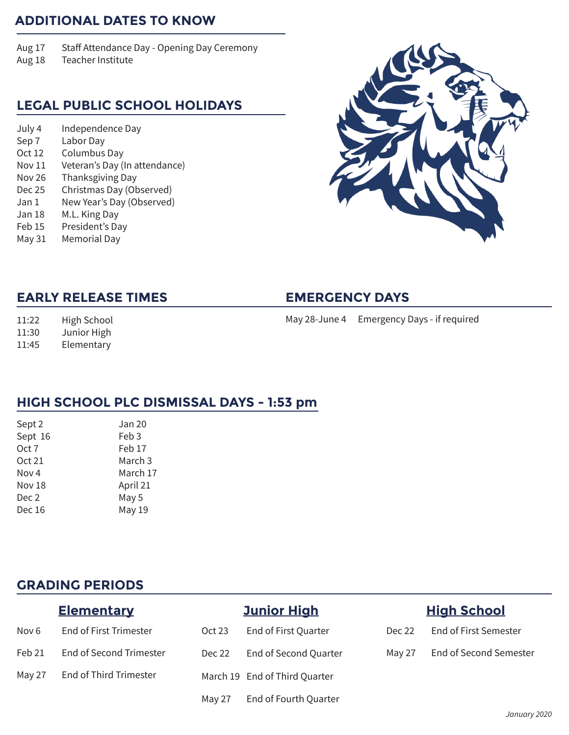## ADDITIONAL DATES TO KNOW

| | |
|---|---|
| Aug 17 | Staff Attendance Day - Opening Day Ceremony |
| Aug 18 | Teacher Institute |

## LEGAL PUBLIC SCHOOL HOLIDAYS

| | |
|---|---|
| July 4 | Independence Day |
| Sep 7 | Labor Day |
| Oct 12 | Columbus Day |
| Nov 11 | Veteran's Day (In attendance) |
| Nov 26 | Thanksgiving Day |
| Dec 25 | Christmas Day (Observed) |
| Jan 1 | New Year's Day (Observed) |
| Jan 18 | M.L. King Day |
| Feb 15 | President's Day |
| May 31 | Memorial Day |

## EARLY RELEASE TIMES

| | |
|---|---|
| 11:22 | High School |
| 11:30 | Junior High |
| 11:45 | Elementary |

## EMERGENCY DAYS

| | |
|---|---|
| May 28-June 4 | Emergency Days - if required |

## HIGH SCHOOL PLC DISMISSAL DAYS - 1:53 pm

| | |
|---|---|
| Sept 2 | Jan 20 |
| Sept 16 | Feb 3 |
| Oct 7 | Feb 17 |
| Oct 21 | March 3 |
| Nov 4 | March 17 |
| Nov 18 | April 21 |
| Dec 2 | May 5 |
| Dec 16 | May 19 |

## GRADING PERIODS

### Elementary

| | |
|---|---|
| Nov 6 | End of First Trimester |
| Feb 21 | End of Second Trimester |
| May 27 | End of Third Trimester |

### Junior High

| | |
|---|---|
| Oct 23 | End of First Quarter |
| Dec 22 | End of Second Quarter |
| March 19 | End of Third Quarter |
| May 27 | End of Fourth Quarter |

### High School

| | |
|---|---|
| Dec 22 | End of First Semester |
| May 27 | End of Second Semester |

*January 2020*